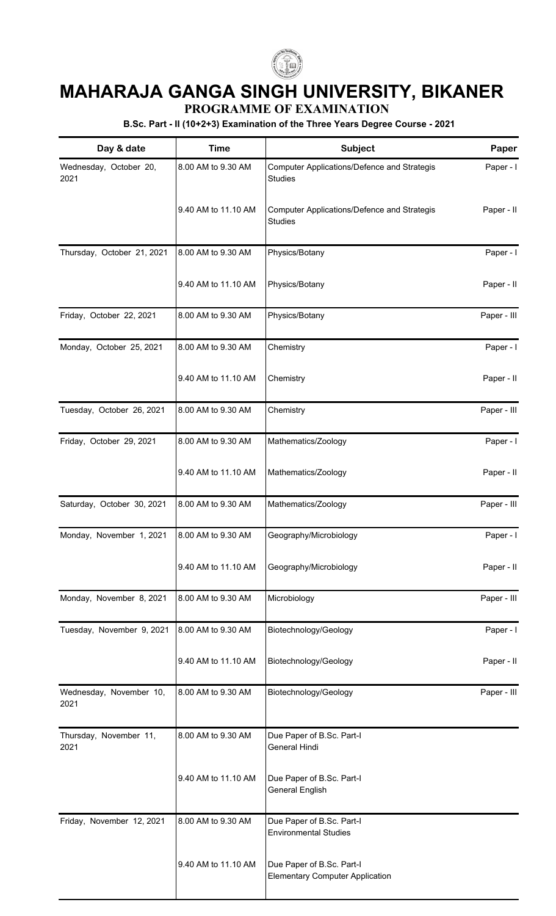# MAHARAJA GANGA SINGH UNIVERSITY, BIKANER

## PROGRAMME OF EXAMINATION

### B.Sc. Part - II (10+2+3) Examination of the Three Years Degree Course - 2021

| Day & date | Time | Subject | Paper |
|---|---|---|---|
| Wednesday, October 20, 2021 | 8.00 AM to 9.30 AM | Computer Applications/Defence and Strategis Studies | Paper - I |
| | 9.40 AM to 11.10 AM | Computer Applications/Defence and Strategis Studies | Paper - II |
| Thursday, October 21, 2021 | 8.00 AM to 9.30 AM | Physics/Botany | Paper - I |
| | 9.40 AM to 11.10 AM | Physics/Botany | Paper - II |
| Friday, October 22, 2021 | 8.00 AM to 9.30 AM | Physics/Botany | Paper - III |
| Monday, October 25, 2021 | 8.00 AM to 9.30 AM | Chemistry | Paper - I |
| | 9.40 AM to 11.10 AM | Chemistry | Paper - II |
| Tuesday, October 26, 2021 | 8.00 AM to 9.30 AM | Chemistry | Paper - III |
| Friday, October 29, 2021 | 8.00 AM to 9.30 AM | Mathematics/Zoology | Paper - I |
| | 9.40 AM to 11.10 AM | Mathematics/Zoology | Paper - II |
| Saturday, October 30, 2021 | 8.00 AM to 9.30 AM | Mathematics/Zoology | Paper - III |
| Monday, November 1, 2021 | 8.00 AM to 9.30 AM | Geography/Microbiology | Paper - I |
| | 9.40 AM to 11.10 AM | Geography/Microbiology | Paper - II |
| Monday, November 8, 2021 | 8.00 AM to 9.30 AM | Microbiology | Paper - III |
| Tuesday, November 9, 2021 | 8.00 AM to 9.30 AM | Biotechnology/Geology | Paper - I |
| | 9.40 AM to 11.10 AM | Biotechnology/Geology | Paper - II |
| Wednesday, November 10, 2021 | 8.00 AM to 9.30 AM | Biotechnology/Geology | Paper - III |
| Thursday, November 11, 2021 | 8.00 AM to 9.30 AM | Due Paper of B.Sc. Part-I General Hindi | |
| | 9.40 AM to 11.10 AM | Due Paper of B.Sc. Part-I General English | |
| Friday, November 12, 2021 | 8.00 AM to 9.30 AM | Due Paper of B.Sc. Part-I Environmental Studies | |
| | 9.40 AM to 11.10 AM | Due Paper of B.Sc. Part-I Elementary Computer Application | |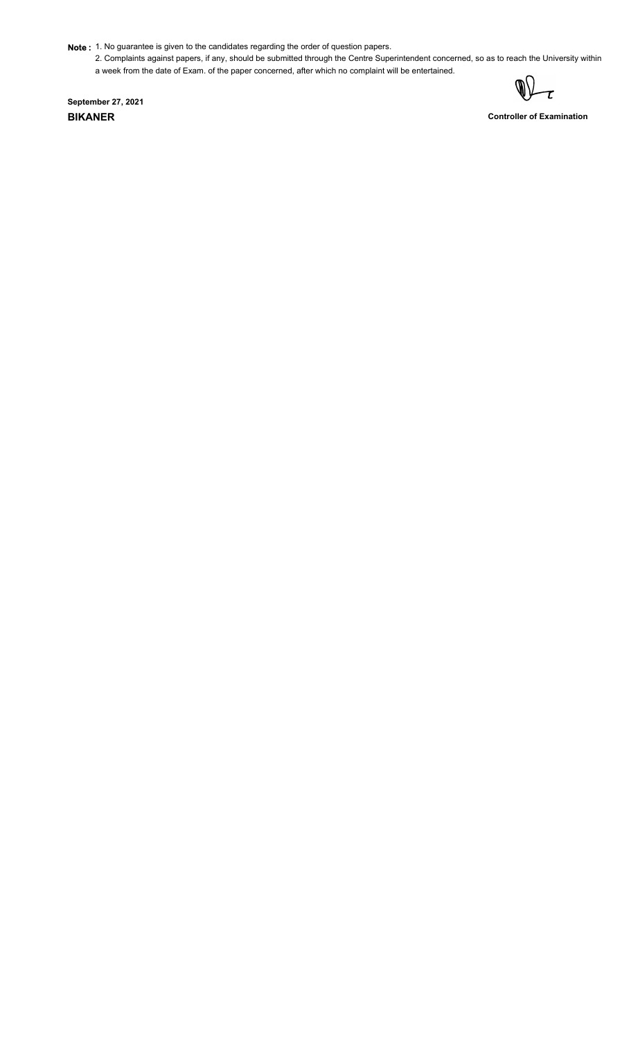**Note :** 1. No guarantee is given to the candidates regarding the order of question papers.

2. Complaints against papers, if any, should be submitted through the Centre Superintendent concerned, so as to reach the University within a week from the date of Exam. of the paper concerned, after which no complaint will be entertained.

**September 27, 2021**

**BIKANER**

**Controller of Examination**